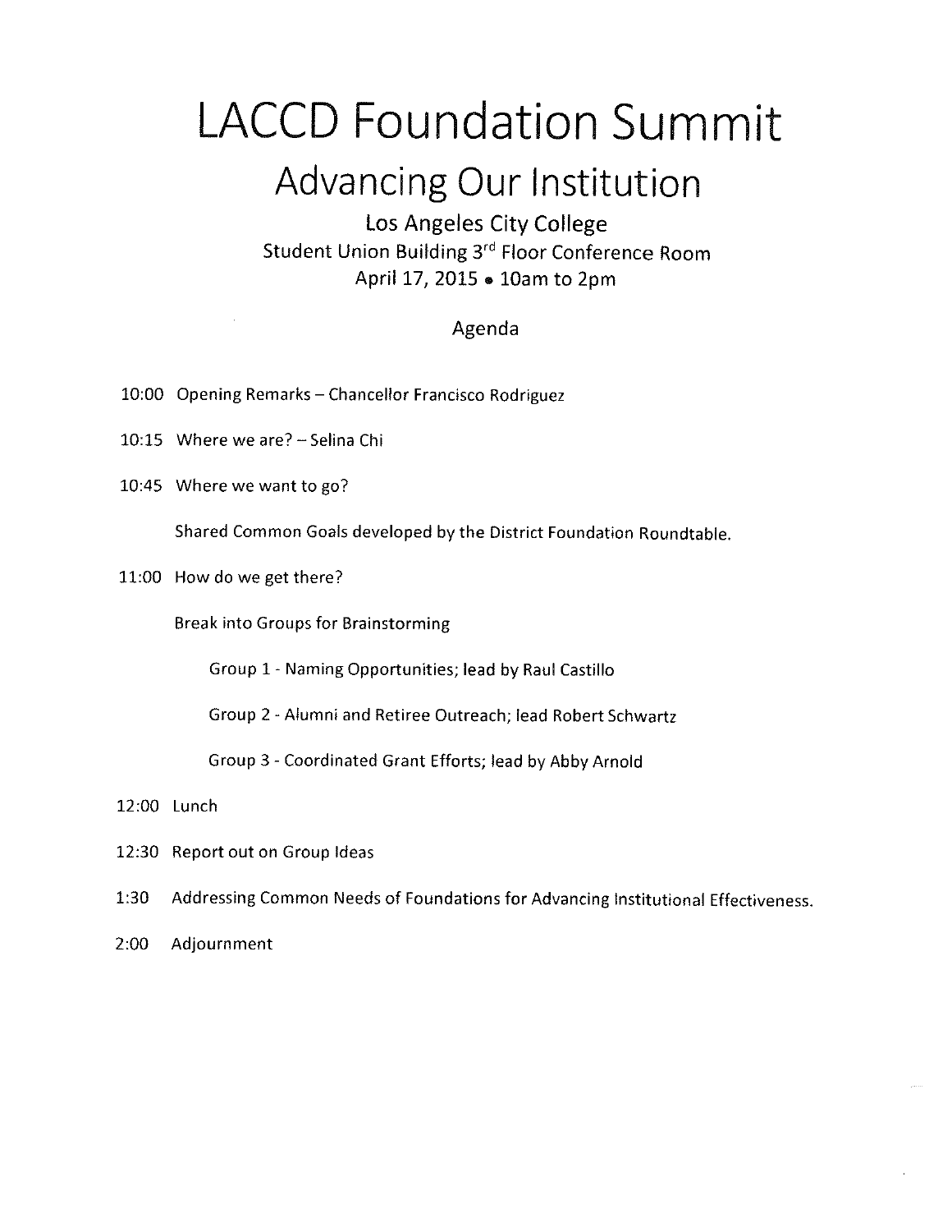# LACCD Foundation Summit

## Advancing Our Institution

Los Angeles City College
Student Union Building 3rd Floor Conference Room
April 17, 2015 • 10am to 2pm

### Agenda

10:00 Opening Remarks – Chancellor Francisco Rodriguez

10:15 Where we are? – Selina Chi

10:45 Where we want to go?

Shared Common Goals developed by the District Foundation Roundtable.

11:00 How do we get there?

Break into Groups for Brainstorming

- Group 1 - Naming Opportunities; lead by Raul Castillo
- Group 2 - Alumni and Retiree Outreach; lead Robert Schwartz
- Group 3 - Coordinated Grant Efforts; lead by Abby Arnold

12:00 Lunch

12:30 Report out on Group Ideas

1:30 Addressing Common Needs of Foundations for Advancing Institutional Effectiveness.

2:00 Adjournment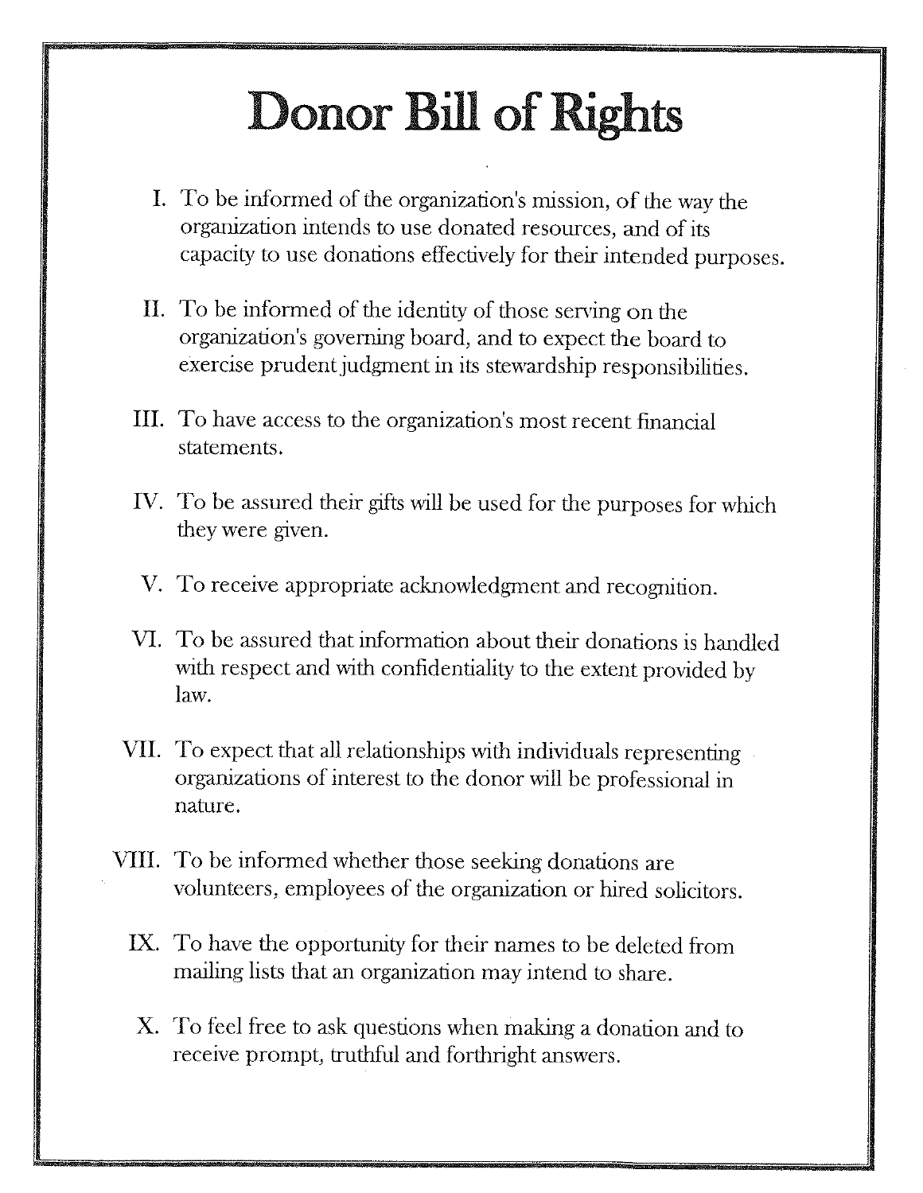# Donor Bill of Rights

I. To be informed of the organization's mission, of the way the organization intends to use donated resources, and of its capacity to use donations effectively for their intended purposes.

II. To be informed of the identity of those serving on the organization's governing board, and to expect the board to exercise prudent judgment in its stewardship responsibilities.

III. To have access to the organization's most recent financial statements.

IV. To be assured their gifts will be used for the purposes for which they were given.

V. To receive appropriate acknowledgment and recognition.

VI. To be assured that information about their donations is handled with respect and with confidentiality to the extent provided by law.

VII. To expect that all relationships with individuals representing organizations of interest to the donor will be professional in nature.

VIII. To be informed whether those seeking donations are volunteers, employees of the organization or hired solicitors.

IX. To have the opportunity for their names to be deleted from mailing lists that an organization may intend to share.

X. To feel free to ask questions when making a donation and to receive prompt, truthful and forthright answers.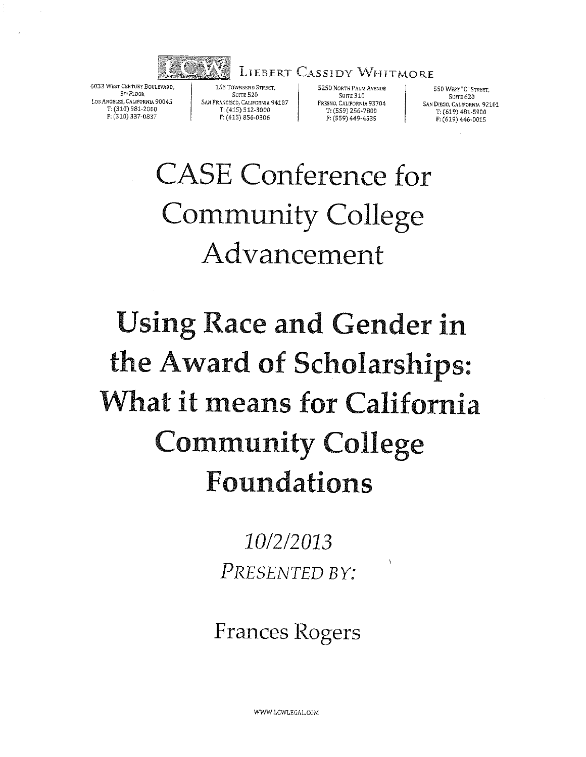LCW LIEBERT CASSIDY WHITMORE

6033 West Century Boulevard, 5th Floor
Los Angeles, California 90045
T: (310) 981-2000
F: (310) 337-0837

153 Townsend Street, Suite 520
San Francisco, California 94107
T: (415) 512-3000
F: (415) 856-0306

5250 North Palm Avenue, Suite 310
Fresno, California 93704
T: (559) 256-7800
F: (559) 449-4535

550 West "C" Street, Suite 620
San Diego, California 92101
T: (619) 481-5900
F: (619) 446-0015

# CASE Conference for Community College Advancement

# Using Race and Gender in the Award of Scholarships: What it means for California Community College Foundations

*10/2/2013*

*PRESENTED BY:*

Frances Rogers

WWW.LCWLEGAL.COM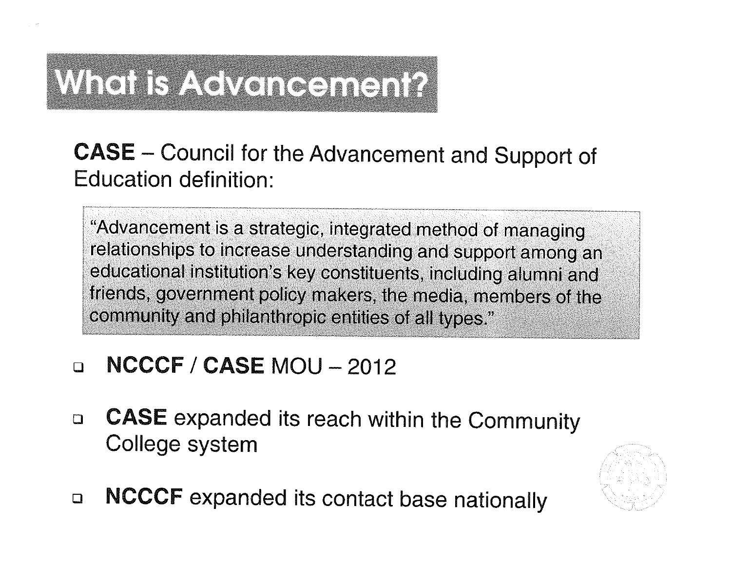# What is Advancement?

**CASE** – Council for the Advancement and Support of Education definition:

> "Advancement is a strategic, integrated method of managing relationships to increase understanding and support among an educational institution's key constituents, including alumni and friends, government policy makers, the media, members of the community and philanthropic entities of all types."

- **NCCCF / CASE** MOU – 2012
- **CASE** expanded its reach within the Community College system
- **NCCCF** expanded its contact base nationally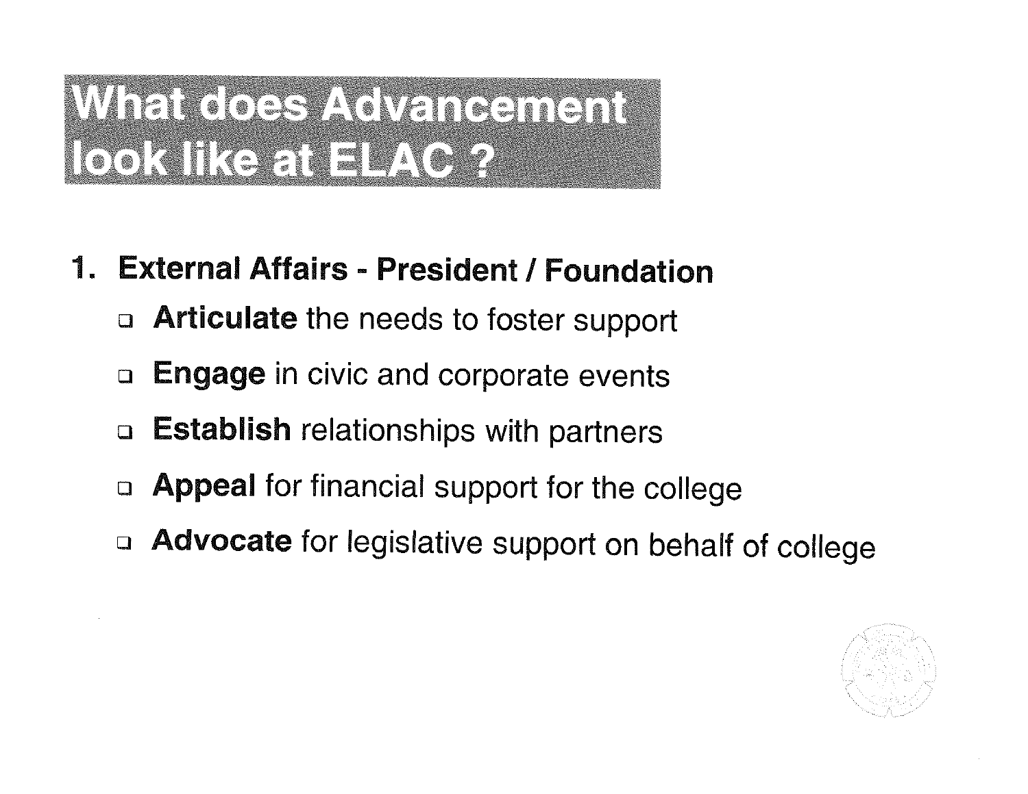# What does Advancement look like at ELAC ?

1. **External Affairs - President / Foundation**
   - **Articulate** the needs to foster support
   - **Engage** in civic and corporate events
   - **Establish** relationships with partners
   - **Appeal** for financial support for the college
   - **Advocate** for legislative support on behalf of college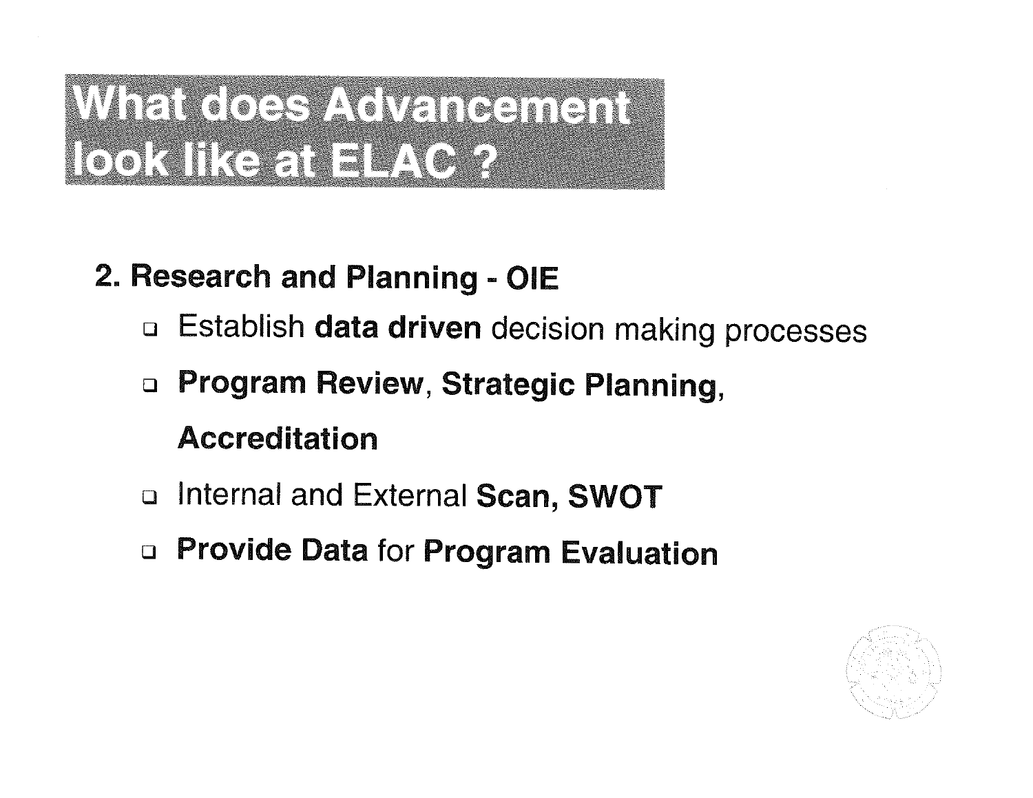# What does Advancement look like at ELAC ?

**2. Research and Planning - OIE**

- Establish **data driven** decision making processes
- **Program Review**, **Strategic Planning**, **Accreditation**
- Internal and External **Scan, SWOT**
- **Provide Data** for **Program Evaluation**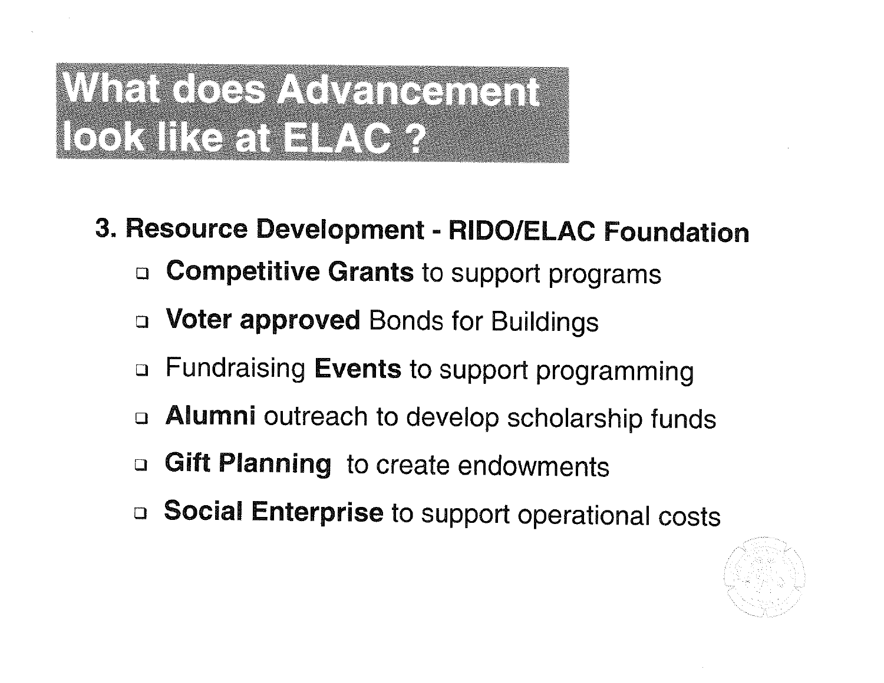# What does Advancement look like at ELAC ?

### 3. Resource Development - RIDO/ELAC Foundation

- **Competitive Grants** to support programs
- **Voter approved** Bonds for Buildings
- Fundraising **Events** to support programming
- **Alumni** outreach to develop scholarship funds
- **Gift Planning** to create endowments
- **Social Enterprise** to support operational costs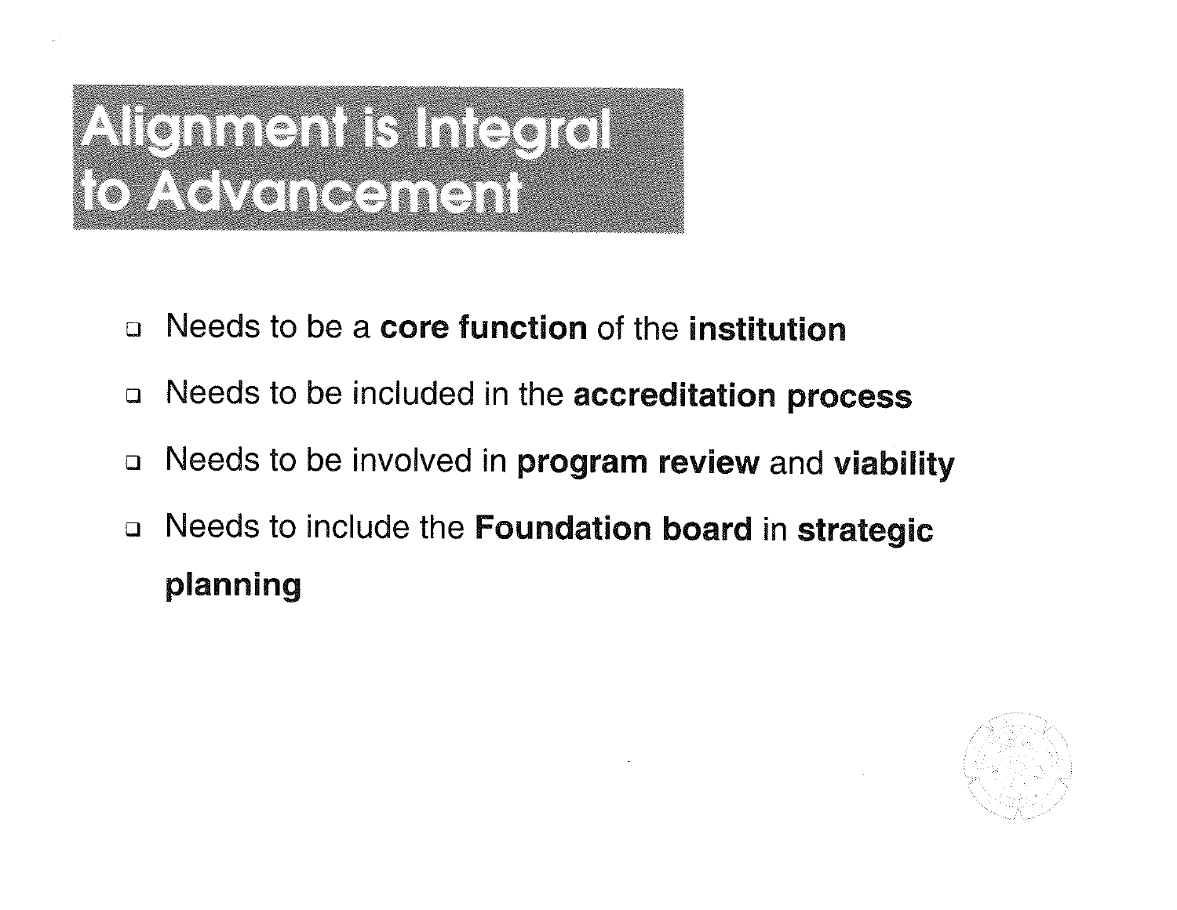# Alignment is Integral to Advancement

- Needs to be a **core function** of the **institution**
- Needs to be included in the **accreditation process**
- Needs to be involved in **program review** and **viability**
- Needs to include the **Foundation board** in **strategic planning**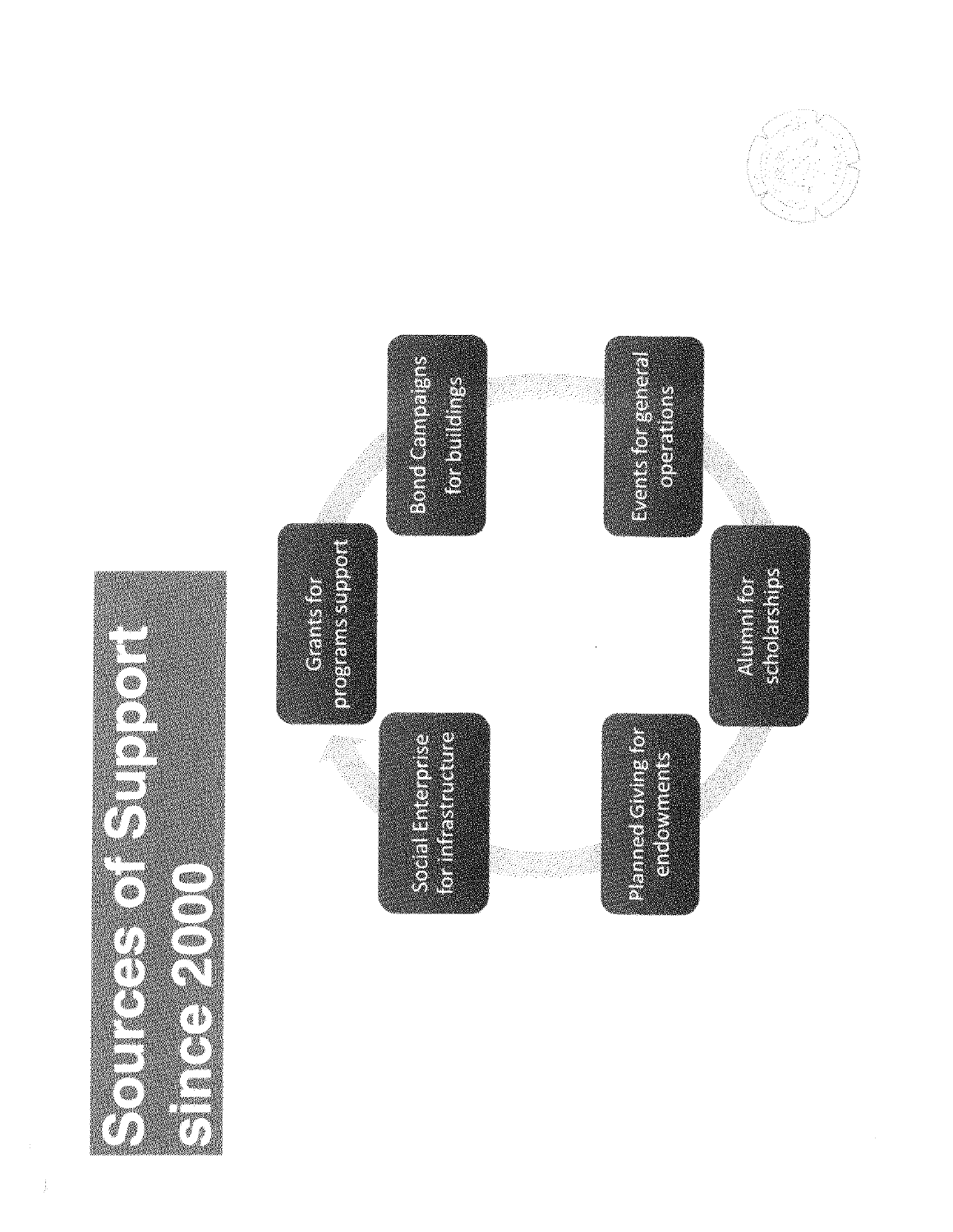# Sources of Support since 2000

Grants for programs support

Bond Campaigns for buildings

Events for general operations

Alumni for scholarships

Planned Giving for endowments

Social Enterprise for infrastructure